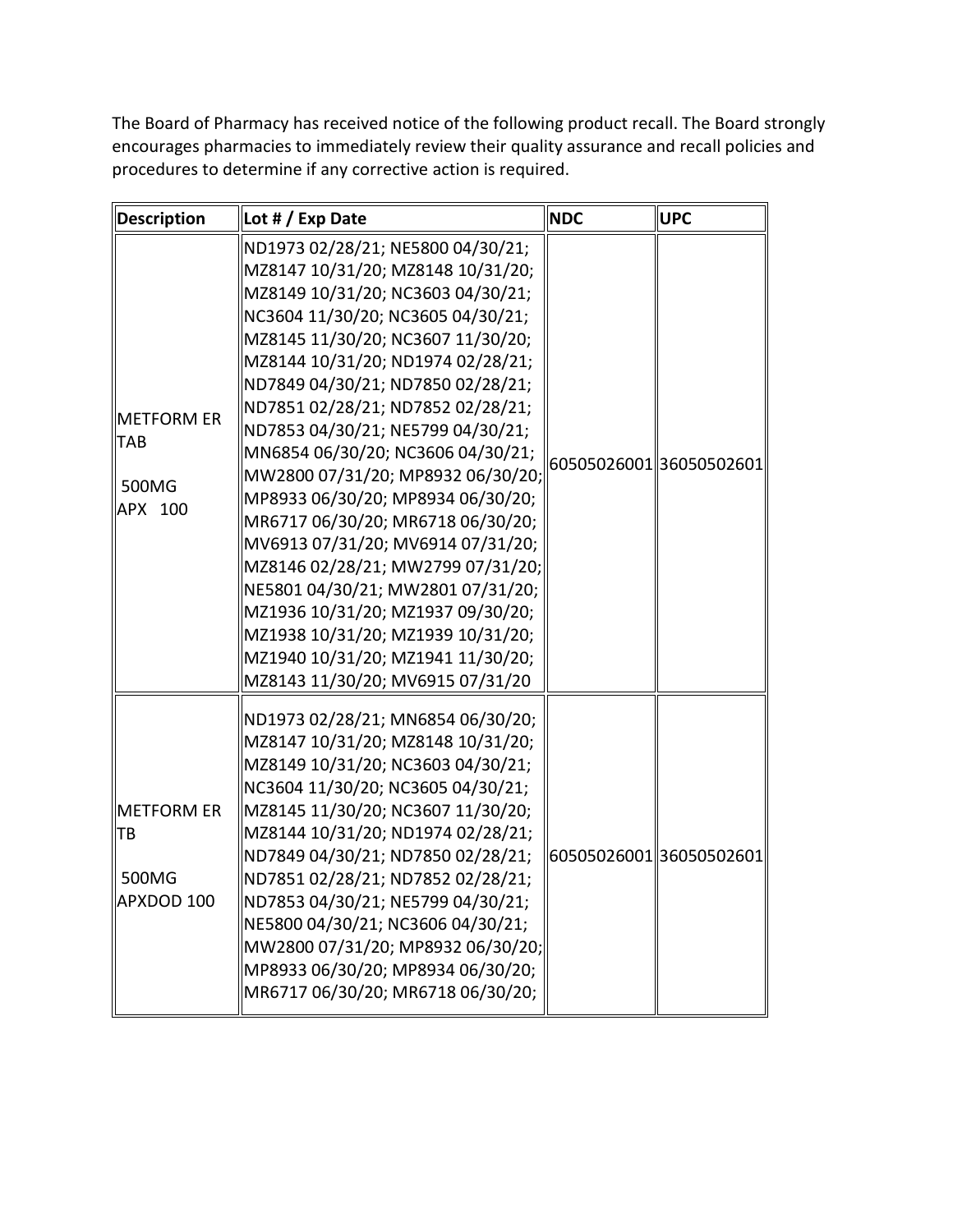The Board of Pharmacy has received notice of the following product recall. The Board strongly encourages pharmacies to immediately review their quality assurance and recall policies and procedures to determine if any corrective action is required.

| Description | Lot # / Exp Date | NDC | UPC |
|---|---|---|---|
| METFORM ER TAB 500MG APX 100 | ND1973 02/28/21; NE5800 04/30/21; MZ8147 10/31/20; MZ8148 10/31/20; MZ8149 10/31/20; NC3603 04/30/21; NC3604 11/30/20; NC3605 04/30/21; MZ8145 11/30/20; NC3607 11/30/20; MZ8144 10/31/20; ND1974 02/28/21; ND7849 04/30/21; ND7850 02/28/21; ND7851 02/28/21; ND7852 02/28/21; ND7853 04/30/21; NE5799 04/30/21; MN6854 06/30/20; NC3606 04/30/21; MW2800 07/31/20; MP8932 06/30/20; MP8933 06/30/20; MP8934 06/30/20; MR6717 06/30/20; MR6718 06/30/20; MV6913 07/31/20; MV6914 07/31/20; MZ8146 02/28/21; MW2799 07/31/20; NE5801 04/30/21; MW2801 07/31/20; MZ1936 10/31/20; MZ1937 09/30/20; MZ1938 10/31/20; MZ1939 10/31/20; MZ1940 10/31/20; MZ1941 11/30/20; MZ8143 11/30/20; MV6915 07/31/20 | 60505026001 | 36050502601 |
| METFORM ER TB 500MG APXDOD 100 | ND1973 02/28/21; MN6854 06/30/20; MZ8147 10/31/20; MZ8148 10/31/20; MZ8149 10/31/20; NC3603 04/30/21; NC3604 11/30/20; NC3605 04/30/21; MZ8145 11/30/20; NC3607 11/30/20; MZ8144 10/31/20; ND1974 02/28/21; ND7849 04/30/21; ND7850 02/28/21; ND7851 02/28/21; ND7852 02/28/21; ND7853 04/30/21; NE5799 04/30/21; NE5800 04/30/21; NC3606 04/30/21; MW2800 07/31/20; MP8932 06/30/20; MP8933 06/30/20; MP8934 06/30/20; MR6717 06/30/20; MR6718 06/30/20; | 60505026001 | 36050502601 |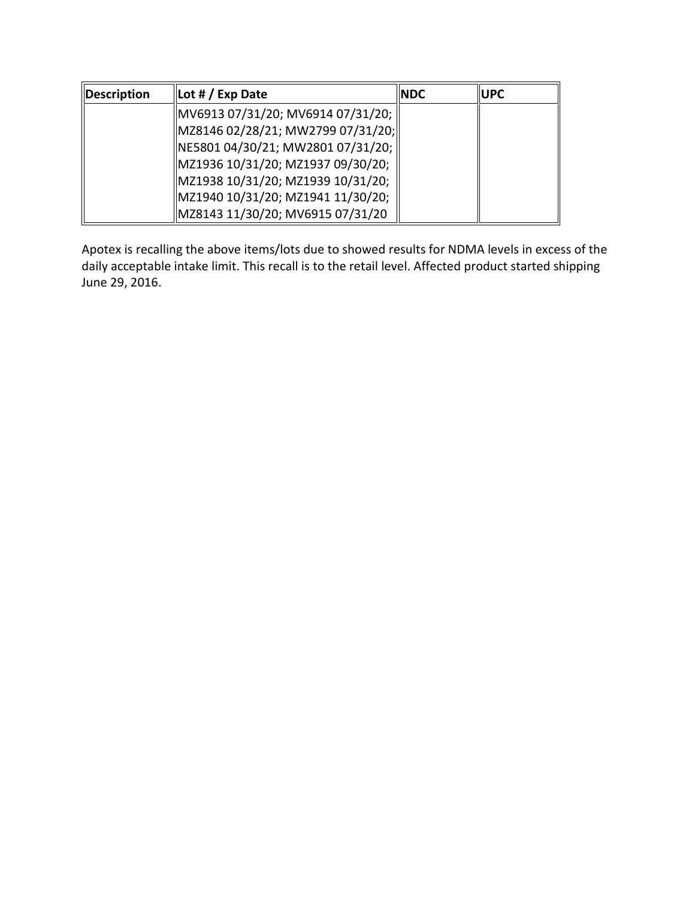| Description | Lot # / Exp Date | NDC | UPC |
|---|---|---|---|
| | MV6913 07/31/20; MV6914 07/31/20; MZ8146 02/28/21; MW2799 07/31/20; NE5801 04/30/21; MW2801 07/31/20; MZ1936 10/31/20; MZ1937 09/30/20; MZ1938 10/31/20; MZ1939 10/31/20; MZ1940 10/31/20; MZ1941 11/30/20; MZ8143 11/30/20; MV6915 07/31/20 | | |

Apotex is recalling the above items/lots due to showed results for NDMA levels in excess of the daily acceptable intake limit. This recall is to the retail level. Affected product started shipping June 29, 2016.